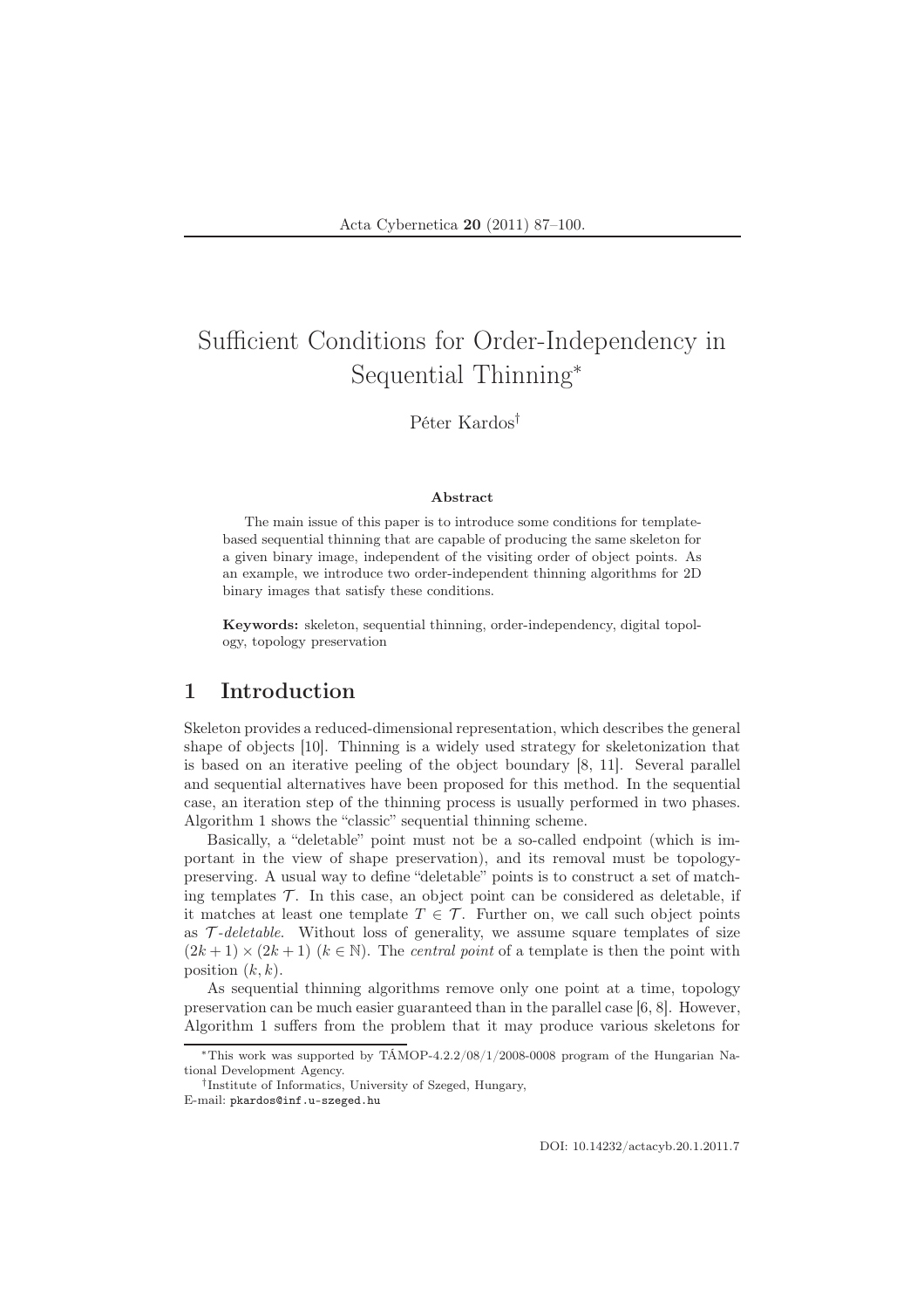# Sufficient Conditions for Order-Independency in Sequential Thinning*

Péter Kardos†

### Abstract

The main issue of this paper is to introduce some conditions for template-based sequential thinning that are capable of producing the same skeleton for a given binary image, independent of the visiting order of object points. As an example, we introduce two order-independent thinning algorithms for 2D binary images that satisfy these conditions.

**Keywords:** skeleton, sequential thinning, order-independency, digital topology, topology preservation

## 1 Introduction

Skeleton provides a reduced-dimensional representation, which describes the general shape of objects [10]. Thinning is a widely used strategy for skeletonization that is based on an iterative peeling of the object boundary [8, 11]. Several parallel and sequential alternatives have been proposed for this method. In the sequential case, an iteration step of the thinning process is usually performed in two phases. Algorithm 1 shows the "classic" sequential thinning scheme.

Basically, a "deletable" point must not be a so-called endpoint (which is important in the view of shape preservation), and its removal must be topology-preserving. A usual way to define "deletable" points is to construct a set of matching templates $\mathcal{T}$. In this case, an object point can be considered as deletable, if it matches at least one template $T \in \mathcal{T}$. Further on, we call such object points as $\mathcal{T}$*-deletable*. Without loss of generality, we assume square templates of size $(2k+1) \times (2k+1)$ ($k \in \mathbb{N}$). The *central point* of a template is then the point with position $(k, k)$.

As sequential thinning algorithms remove only one point at a time, topology preservation can be much easier guaranteed than in the parallel case [6, 8]. However, Algorithm 1 suffers from the problem that it may produce various skeletons for

---

*This work was supported by TÁMOP-4.2.2/08/1/2008-0008 program of the Hungarian National Development Agency.

†Institute of Informatics, University of Szeged, Hungary, E-mail: pkardos@inf.u-szeged.hu

DOI: 10.14232/actacyb.20.1.2011.7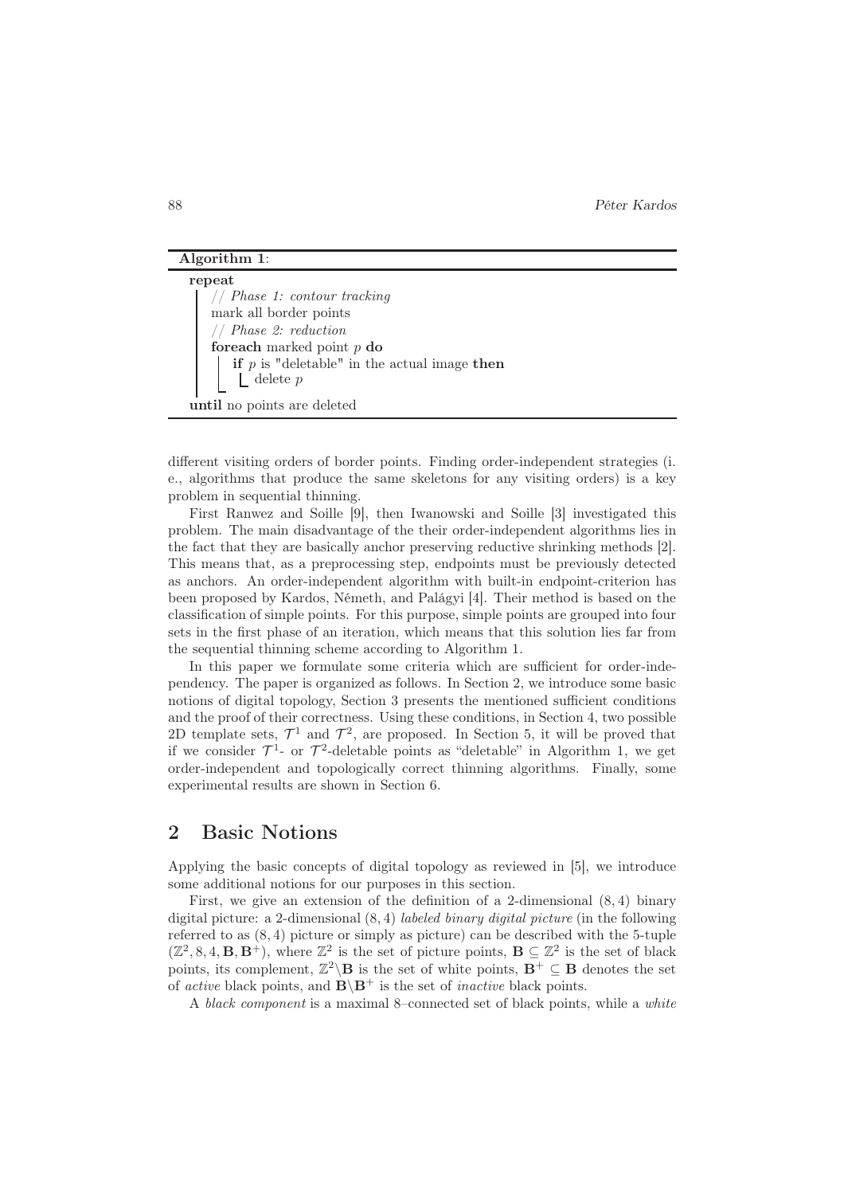**Algorithm 1**:

```
repeat
    // Phase 1: contour tracking
    mark all border points
    // Phase 2: reduction
    foreach marked point p do
        if p is "deletable" in the actual image then
            delete p
until no points are deleted
```

different visiting orders of border points. Finding order-independent strategies (i. e., algorithms that produce the same skeletons for any visiting orders) is a key problem in sequential thinning.

First Ranwez and Soille [9], then Iwanowski and Soille [3] investigated this problem. The main disadvantage of the their order-independent algorithms lies in the fact that they are basically anchor preserving reductive shrinking methods [2]. This means that, as a preprocessing step, endpoints must be previously detected as anchors. An order-independent algorithm with built-in endpoint-criterion has been proposed by Kardos, Németh, and Palágyi [4]. Their method is based on the classification of simple points. For this purpose, simple points are grouped into four sets in the first phase of an iteration, which means that this solution lies far from the sequential thinning scheme according to Algorithm 1.

In this paper we formulate some criteria which are sufficient for order-independency. The paper is organized as follows. In Section 2, we introduce some basic notions of digital topology, Section 3 presents the mentioned sufficient conditions and the proof of their correctness. Using these conditions, in Section 4, two possible 2D template sets, $\mathcal{T}^1$ and $\mathcal{T}^2$, are proposed. In Section 5, it will be proved that if we consider $\mathcal{T}^1$- or $\mathcal{T}^2$-deletable points as "deletable" in Algorithm 1, we get order-independent and topologically correct thinning algorithms. Finally, some experimental results are shown in Section 6.

## 2 Basic Notions

Applying the basic concepts of digital topology as reviewed in [5], we introduce some additional notions for our purposes in this section.

First, we give an extension of the definition of a 2-dimensional $(8,4)$ binary digital picture: a 2-dimensional $(8,4)$ *labeled binary digital picture* (in the following referred to as $(8,4)$ picture or simply as picture) can be described with the 5-tuple $(\mathbb{Z}^2, 8, 4, \mathbf{B}, \mathbf{B}^+)$, where $\mathbb{Z}^2$ is the set of picture points, $\mathbf{B} \subseteq \mathbb{Z}^2$ is the set of black points, its complement, $\mathbb{Z}^2 \backslash \mathbf{B}$ is the set of white points, $\mathbf{B}^+ \subseteq \mathbf{B}$ denotes the set of *active* black points, and $\mathbf{B} \backslash \mathbf{B}^+$ is the set of *inactive* black points.

A *black component* is a maximal 8–connected set of black points, while a *white*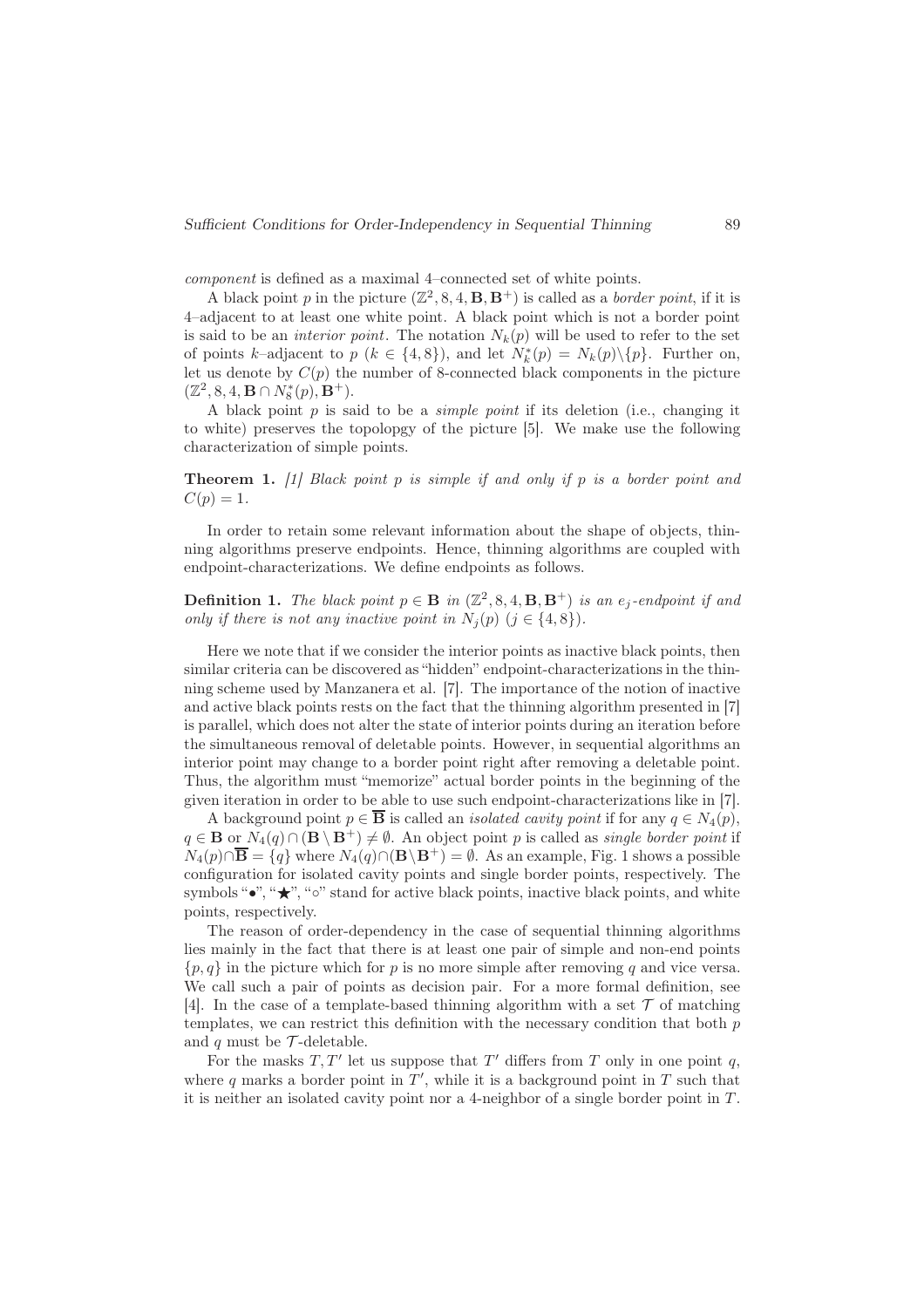*component* is defined as a maximal 4–connected set of white points.

A black point $p$ in the picture $(\mathbb{Z}^2, 8, 4, \mathbf{B}, \mathbf{B}^+)$ is called as a *border point*, if it is 4–adjacent to at least one white point. A black point which is not a border point is said to be an *interior point*. The notation $N_k(p)$ will be used to refer to the set of points $k$–adjacent to $p$ ($k \in \{4, 8\}$), and let $N_k^*(p) = N_k(p) \backslash \{p\}$. Further on, let us denote by $C(p)$ the number of 8-connected black components in the picture $(\mathbb{Z}^2, 8, 4, \mathbf{B} \cap N_8^*(p), \mathbf{B}^+)$.

A black point $p$ is said to be a *simple point* if its deletion (i.e., changing it to white) preserves the topolopgy of the picture [5]. We make use the following characterization of simple points.

**Theorem 1.** *[1] Black point $p$ is simple if and only if $p$ is a border point and $C(p) = 1$.*

In order to retain some relevant information about the shape of objects, thinning algorithms preserve endpoints. Hence, thinning algorithms are coupled with endpoint-characterizations. We define endpoints as follows.

**Definition 1.** *The black point $p \in \mathbf{B}$ in $(\mathbb{Z}^2, 8, 4, \mathbf{B}, \mathbf{B}^+)$ is an $e_j$-endpoint if and only if there is not any inactive point in $N_j(p)$ ($j \in \{4, 8\}$).*

Here we note that if we consider the interior points as inactive black points, then similar criteria can be discovered as "hidden" endpoint-characterizations in the thinning scheme used by Manzanera et al. [7]. The importance of the notion of inactive and active black points rests on the fact that the thinning algorithm presented in [7] is parallel, which does not alter the state of interior points during an iteration before the simultaneous removal of deletable points. However, in sequential algorithms an interior point may change to a border point right after removing a deletable point. Thus, the algorithm must "memorize" actual border points in the beginning of the given iteration in order to be able to use such endpoint-characterizations like in [7].

A background point $p \in \overline{\mathbf{B}}$ is called an *isolated cavity point* if for any $q \in N_4(p)$, $q \in \mathbf{B}$ or $N_4(q) \cap (\mathbf{B} \setminus \mathbf{B}^+) \neq \emptyset$. An object point $p$ is called as *single border point* if $N_4(p) \cap \overline{\mathbf{B}} = \{q\}$ where $N_4(q) \cap (\mathbf{B} \backslash \mathbf{B}^+) = \emptyset$. As an example, Fig. 1 shows a possible configuration for isolated cavity points and single border points, respectively. The symbols "•", "★", "∘" stand for active black points, inactive black points, and white points, respectively.

The reason of order-dependency in the case of sequential thinning algorithms lies mainly in the fact that there is at least one pair of simple and non-end points $\{p, q\}$ in the picture which for $p$ is no more simple after removing $q$ and vice versa. We call such a pair of points as decision pair. For a more formal definition, see [4]. In the case of a template-based thinning algorithm with a set $\mathcal{T}$ of matching templates, we can restrict this definition with the necessary condition that both $p$ and $q$ must be $\mathcal{T}$-deletable.

For the masks $T, T'$ let us suppose that $T'$ differs from $T$ only in one point $q$, where $q$ marks a border point in $T'$, while it is a background point in $T$ such that it is neither an isolated cavity point nor a 4-neighbor of a single border point in $T$.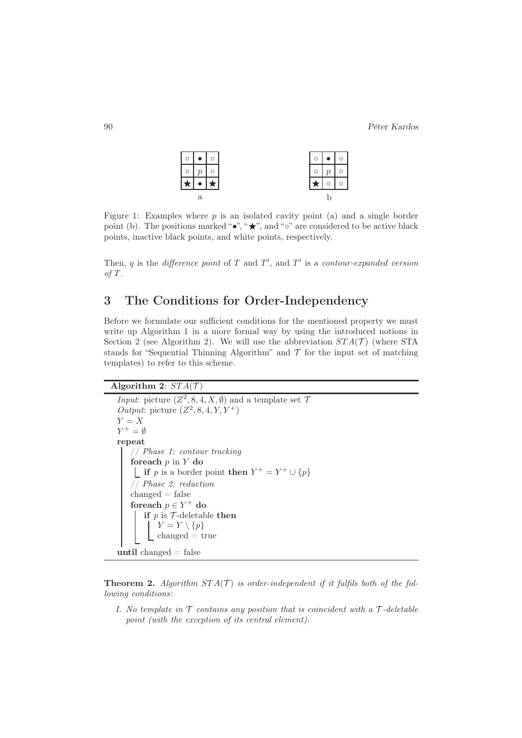| ○ | ● | ○ |
|---|---|---|
| ○ | $p$ | ○ |
| ★ | ● | ★ |

a

| ○ | ● | ○ |
|---|---|---|
| ○ | $p$ | ○ |
| ★ | ○ | ○ |

b

Figure 1: Examples where $p$ is an isolated cavity point (a) and a single border point (b). The positions marked "•", "★", and "◦" are considered to be active black points, inactive black points, and white points, respectively.

Then, $q$ is the *difference point* of $T$ and $T'$, and $T'$ is a *contour-expanded version of* $T$.

## 3 The Conditions for Order-Independency

Before we formulate our sufficient conditions for the mentioned property we must write up Algorithm 1 in a more formal way by using the introduced notions in Section 2 (see Algorithm 2). We will use the abbreviation $STA(\mathcal{T})$ (where STA stands for "Sequential Thinning Algorithm" and $\mathcal{T}$ for the input set of matching templates) to refer to this scheme.

**Algorithm 2**: $STA(\mathcal{T})$

```
Input: picture (Z^2, 8, 4, X, ∅) and a template set T
Output: picture (Z^2, 8, 4, Y, Y^+)
Y = X
Y^+ = ∅
repeat
    // Phase 1: contour tracking
    foreach p in Y do
        if p is a border point then Y^+ = Y^+ ∪ {p}
    // Phase 2: reduction
    changed = false
    foreach p ∈ Y^+ do
        if p is T-deletable then
            Y = Y \ {p}
            changed = true
until changed = false
```

**Theorem 2.** *Algorithm $STA(\mathcal{T})$ is order-independent if it fulfils both of the following conditions:*

*I. No template in $\mathcal{T}$ contains any position that is coincident with a $\mathcal{T}$-deletable point (with the exception of its central element).*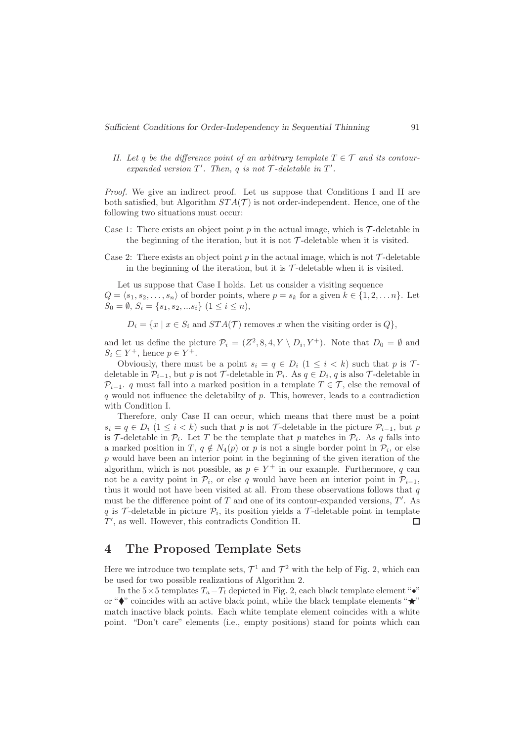*II. Let $q$ be the difference point of an arbitrary template $T \in \mathcal{T}$ and its contour-expanded version $T'$. Then, $q$ is not $\mathcal{T}$-deletable in $T'$.*

*Proof.* We give an indirect proof. Let us suppose that Conditions I and II are both satisfied, but Algorithm $STA(\mathcal{T})$ is not order-independent. Hence, one of the following two situations must occur:

Case 1: There exists an object point $p$ in the actual image, which is $\mathcal{T}$-deletable in the beginning of the iteration, but it is not $\mathcal{T}$-deletable when it is visited.

Case 2: There exists an object point $p$ in the actual image, which is not $\mathcal{T}$-deletable in the beginning of the iteration, but it is $\mathcal{T}$-deletable when it is visited.

Let us suppose that Case I holds. Let us consider a visiting sequence $Q = \langle s_1, s_2, \ldots, s_n \rangle$ of border points, where $p = s_k$ for a given $k \in \{1, 2, \ldots n\}$. Let $S_0 = \emptyset$, $S_i = \{s_1, s_2, ...s_i\}$ $(1 \leq i \leq n)$,

$$D_i = \{x \mid x \in S_i \text{ and } STA(\mathcal{T}) \text{ removes } x \text{ when the visiting order is } Q\},$$

and let us define the picture $\mathcal{P}_i = (Z^2, 8, 4, Y \setminus D_i, Y^+)$. Note that $D_0 = \emptyset$ and $S_i \subseteq Y^+$, hence $p \in Y^+$.

Obviously, there must be a point $s_i = q \in D_i$ $(1 \leq i < k)$ such that $p$ is $\mathcal{T}$-deletable in $\mathcal{P}_{i-1}$, but $p$ is not $\mathcal{T}$-deletable in $\mathcal{P}_i$. As $q \in D_i$, $q$ is also $\mathcal{T}$-deletable in $\mathcal{P}_{i-1}$. $q$ must fall into a marked position in a template $T \in \mathcal{T}$, else the removal of $q$ would not influence the deletabilty of $p$. This, however, leads to a contradiction with Condition I.

Therefore, only Case II can occur, which means that there must be a point $s_i = q \in D_i$ $(1 \leq i < k)$ such that $p$ is not $\mathcal{T}$-deletable in the picture $\mathcal{P}_{i-1}$, but $p$ is $\mathcal{T}$-deletable in $\mathcal{P}_i$. Let $T$ be the template that $p$ matches in $\mathcal{P}_i$. As $q$ falls into a marked position in $T$, $q \notin N_4(p)$ or $p$ is not a single border point in $\mathcal{P}_i$, or else $p$ would have been an interior point in the beginning of the given iteration of the algorithm, which is not possible, as $p \in Y^+$ in our example. Furthermore, $q$ can not be a cavity point in $\mathcal{P}_i$, or else $q$ would have been an interior point in $\mathcal{P}_{i-1}$, thus it would not have been visited at all. From these observations follows that $q$ must be the difference point of $T$ and one of its contour-expanded versions, $T'$. As $q$ is $\mathcal{T}$-deletable in picture $\mathcal{P}_i$, its position yields a $\mathcal{T}$-deletable point in template $T'$, as well. However, this contradicts Condition II. □

## 4 The Proposed Template Sets

Here we introduce two template sets, $\mathcal{T}^1$ and $\mathcal{T}^2$ with the help of Fig. 2, which can be used for two possible realizations of Algorithm 2.

In the $5 \times 5$ templates $T_a - T_l$ depicted in Fig. 2, each black template element "•" or "⧫" coincides with an active black point, while the black template elements "★" match inactive black points. Each white template element coincides with a white point. "Don't care" elements (i.e., empty positions) stand for points which can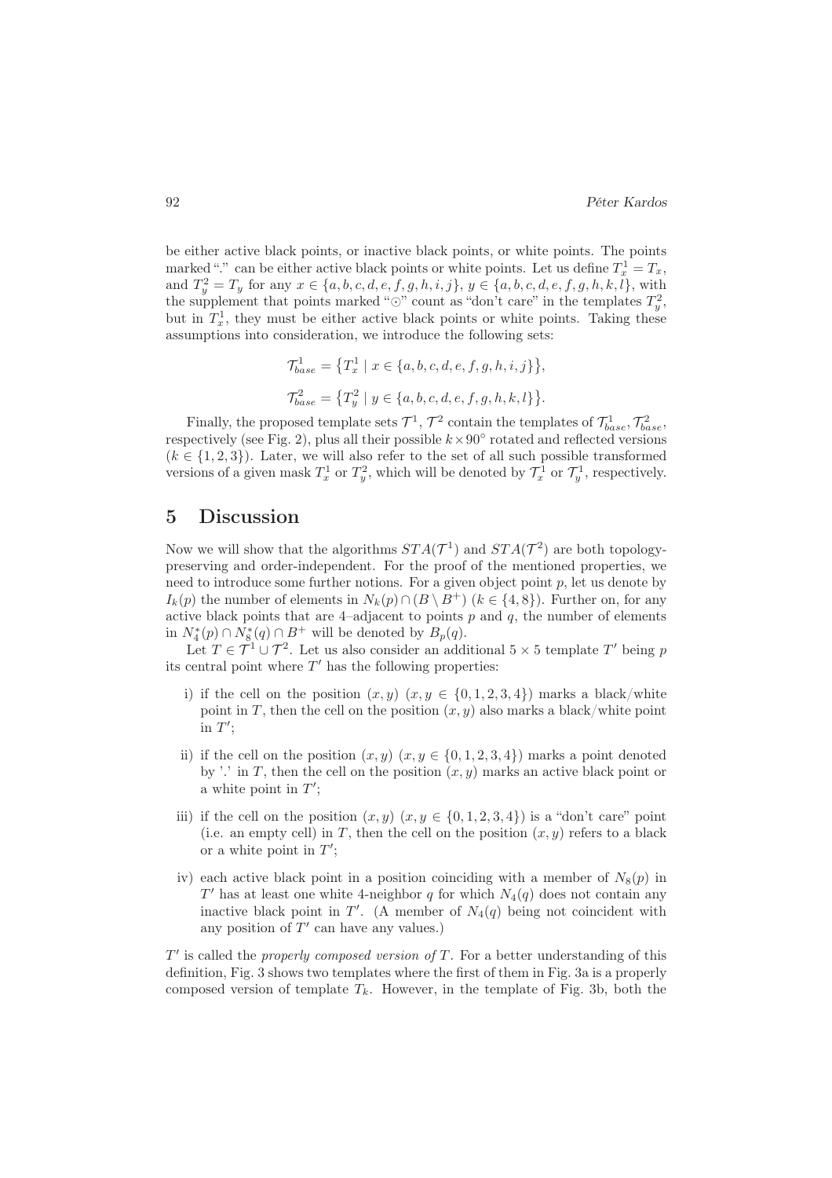be either active black points, or inactive black points, or white points. The points marked "." can be either active black points or white points. Let us define $T_x^1 = T_x$, and $T_y^2 = T_y$ for any $x \in \{a, b, c, d, e, f, g, h, i, j\}$, $y \in \{a, b, c, d, e, f, g, h, k, l\}$, with the supplement that points marked "$\odot$" count as "don't care" in the templates $T_y^2$, but in $T_x^1$, they must be either active black points or white points. Taking these assumptions into consideration, we introduce the following sets:

$$\mathcal{T}_{base}^1 = \{T_x^1 \mid x \in \{a, b, c, d, e, f, g, h, i, j\}\},$$

$$\mathcal{T}_{base}^2 = \{T_y^2 \mid y \in \{a, b, c, d, e, f, g, h, k, l\}\}.$$

Finally, the proposed template sets $\mathcal{T}^1$, $\mathcal{T}^2$ contain the templates of $\mathcal{T}_{base}^1$, $\mathcal{T}_{base}^2$, respectively (see Fig. 2), plus all their possible $k \times 90^\circ$ rotated and reflected versions ($k \in \{1, 2, 3\}$). Later, we will also refer to the set of all such possible transformed versions of a given mask $T_x^1$ or $T_y^2$, which will be denoted by $\mathcal{T}_x^1$ or $\mathcal{T}_y^1$, respectively.

## 5 Discussion

Now we will show that the algorithms $STA(\mathcal{T}^1)$ and $STA(\mathcal{T}^2)$ are both topology-preserving and order-independent. For the proof of the mentioned properties, we need to introduce some further notions. For a given object point $p$, let us denote by $I_k(p)$ the number of elements in $N_k(p) \cap (B \setminus B^+)$ ($k \in \{4, 8\}$). Further on, for any active black points that are 4–adjacent to points $p$ and $q$, the number of elements in $N_4^*(p) \cap N_8^*(q) \cap B^+$ will be denoted by $B_p(q)$.

Let $T \in \mathcal{T}^1 \cup \mathcal{T}^2$. Let us also consider an additional $5 \times 5$ template $T'$ being $p$ its central point where $T'$ has the following properties:

i) if the cell on the position $(x, y)$ ($x, y \in \{0, 1, 2, 3, 4\}$) marks a black/white point in $T$, then the cell on the position $(x, y)$ also marks a black/white point in $T'$;

ii) if the cell on the position $(x, y)$ ($x, y \in \{0, 1, 2, 3, 4\}$) marks a point denoted by '.' in $T$, then the cell on the position $(x, y)$ marks an active black point or a white point in $T'$;

iii) if the cell on the position $(x, y)$ ($x, y \in \{0, 1, 2, 3, 4\}$) is a "don't care" point (i.e. an empty cell) in $T$, then the cell on the position $(x, y)$ refers to a black or a white point in $T'$;

iv) each active black point in a position coinciding with a member of $N_8(p)$ in $T'$ has at least one white 4-neighbor $q$ for which $N_4(q)$ does not contain any inactive black point in $T'$. (A member of $N_4(q)$ being not coincident with any position of $T'$ can have any values.)

$T'$ is called the *properly composed version of* $T$. For a better understanding of this definition, Fig. 3 shows two templates where the first of them in Fig. 3a is a properly composed version of template $T_k$. However, in the template of Fig. 3b, both the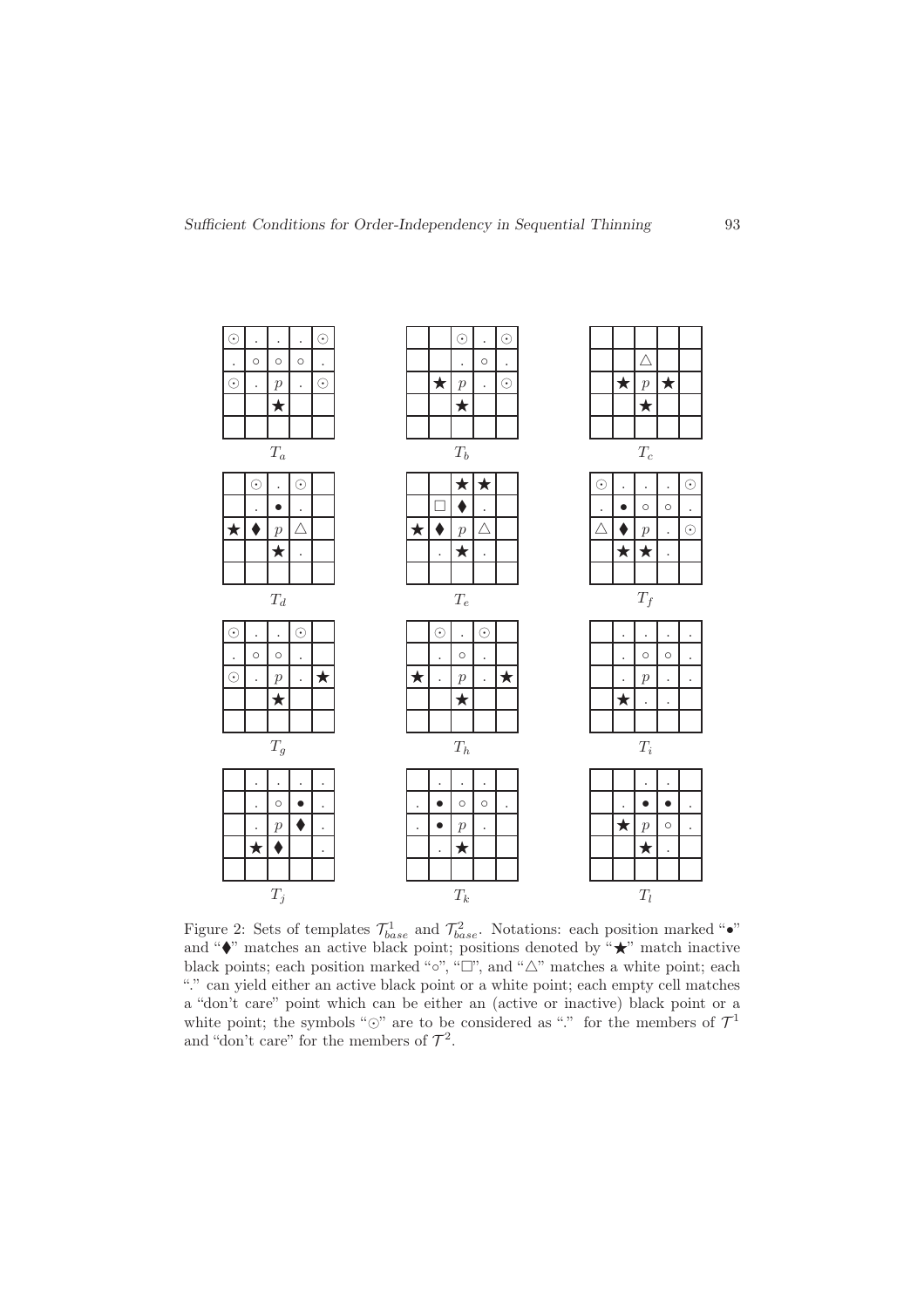Figure 2: Sets of templates $\mathcal{T}^1_{base}$ and $\mathcal{T}^2_{base}$. Notations: each position marked "•" and "⧫" matches an active black point; positions denoted by "★" match inactive black points; each position marked "∘", "□", and "△" matches a white point; each "." can yield either an active black point or a white point; each empty cell matches a "don't care" point which can be either an (active or inactive) black point or a white point; the symbols "⊙" are to be considered as "." for the members of $\mathcal{T}^1$ and "don't care" for the members of $\mathcal{T}^2$.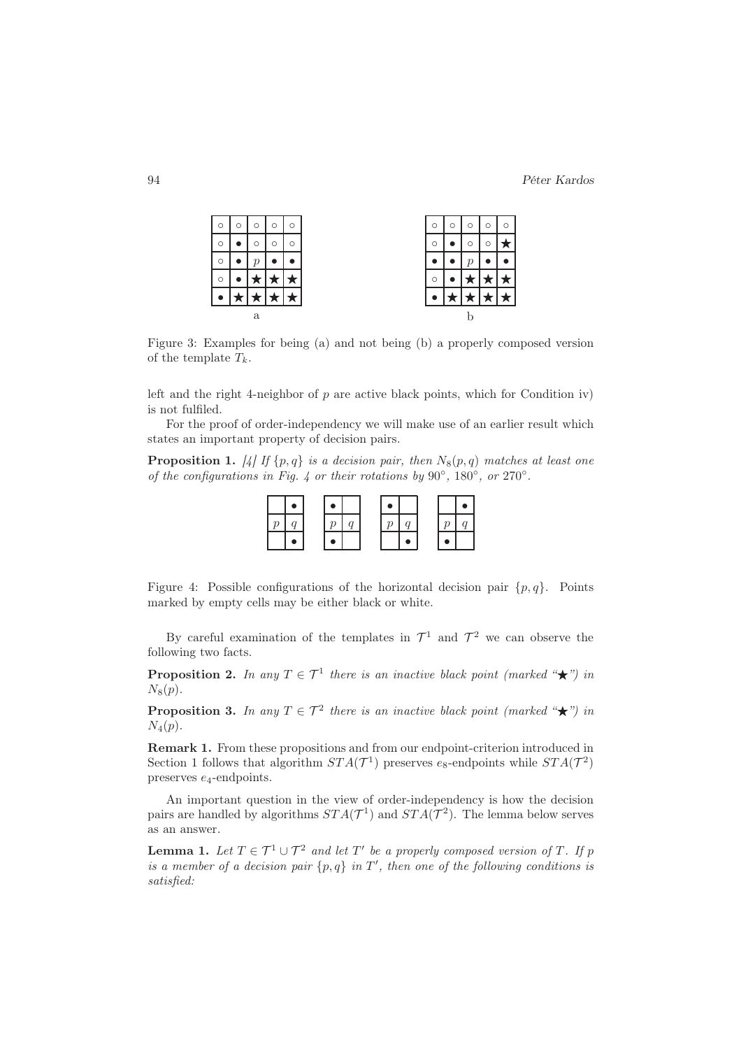| ○ | ○ | ○ | ○ | ○ |
|---|---|---|---|---|
| ○ | ● | ○ | ○ | ○ |
| ○ | ● | $p$ | ● | ● |
| ○ | ● | ★ | ★ | ★ |
| ● | ★ | ★ | ★ | ★ |

a

| ○ | ○ | ○ | ○ | ○ |
|---|---|---|---|---|
| ○ | ● | ○ | ○ | ★ |
| ● | ● | $p$ | ● | ● |
| ○ | ● | ★ | ★ | ★ |
| ● | ★ | ★ | ★ | ★ |

b

Figure 3: Examples for being (a) and not being (b) a properly composed version of the template $T_k$.

left and the right 4-neighbor of $p$ are active black points, which for Condition iv) is not fulfiled.

For the proof of order-independency we will make use of an earlier result which states an important property of decision pairs.

**Proposition 1.** *[4] If $\{p, q\}$ is a decision pair, then $N_8(p, q)$ matches at least one of the configurations in Fig. 4 or their rotations by $90°$, $180°$, or $270°$.*

|  | ● |
|---|---|
| $p$ | $q$ |
|  | ● |

| ● |  |
|---|---|
| $p$ | $q$ |
| ● |  |

| ● |  |
|---|---|
| $p$ | $q$ |
|  | ● |

|  | ● |
|---|---|
| $p$ | $q$ |
| ● |  |

Figure 4: Possible configurations of the horizontal decision pair $\{p, q\}$. Points marked by empty cells may be either black or white.

By careful examination of the templates in $\mathcal{T}^1$ and $\mathcal{T}^2$ we can observe the following two facts.

**Proposition 2.** *In any $T \in \mathcal{T}^1$ there is an inactive black point (marked "★") in $N_8(p)$.*

**Proposition 3.** *In any $T \in \mathcal{T}^2$ there is an inactive black point (marked "★") in $N_4(p)$.*

**Remark 1.** From these propositions and from our endpoint-criterion introduced in Section 1 follows that algorithm $STA(\mathcal{T}^1)$ preserves $e_8$-endpoints while $STA(\mathcal{T}^2)$ preserves $e_4$-endpoints.

An important question in the view of order-independency is how the decision pairs are handled by algorithms $STA(\mathcal{T}^1)$ and $STA(\mathcal{T}^2)$. The lemma below serves as an answer.

**Lemma 1.** *Let $T \in \mathcal{T}^1 \cup \mathcal{T}^2$ and let $T'$ be a properly composed version of $T$. If $p$ is a member of a decision pair $\{p, q\}$ in $T'$, then one of the following conditions is satisfied:*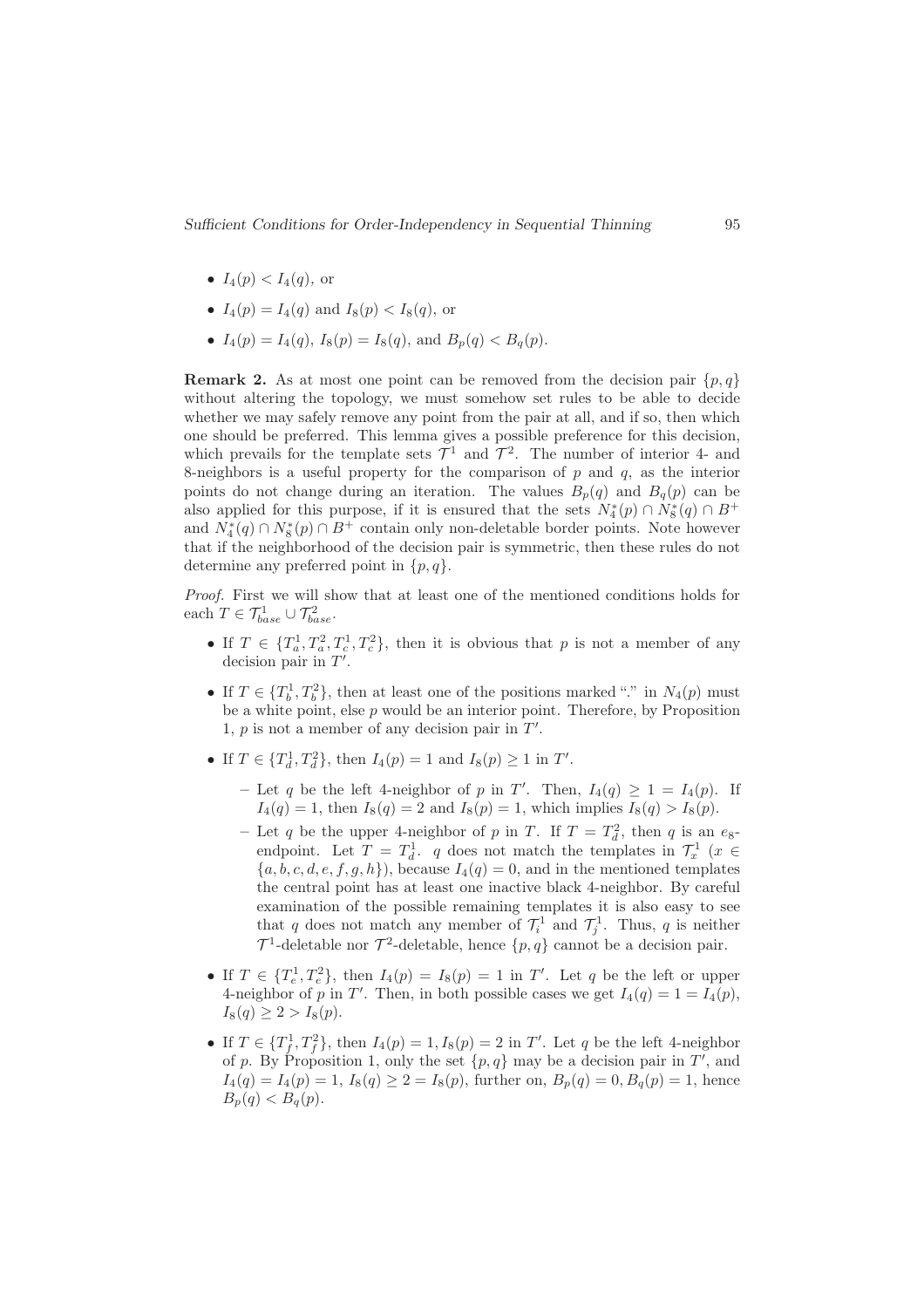- $I_4(p) < I_4(q)$, or
- $I_4(p) = I_4(q)$ and $I_8(p) < I_8(q)$, or
- $I_4(p) = I_4(q)$, $I_8(p) = I_8(q)$, and $B_p(q) < B_q(p)$.

**Remark 2.** As at most one point can be removed from the decision pair $\{p, q\}$ without altering the topology, we must somehow set rules to be able to decide whether we may safely remove any point from the pair at all, and if so, then which one should be preferred. This lemma gives a possible preference for this decision, which prevails for the template sets $\mathcal{T}^1$ and $\mathcal{T}^2$. The number of interior 4- and 8-neighbors is a useful property for the comparison of $p$ and $q$, as the interior points do not change during an iteration. The values $B_p(q)$ and $B_q(p)$ can be also applied for this purpose, if it is ensured that the sets $N_4^*(p) \cap N_8^*(q) \cap B^+$ and $N_4^*(q) \cap N_8^*(p) \cap B^+$ contain only non-deletable border points. Note however that if the neighborhood of the decision pair is symmetric, then these rules do not determine any preferred point in $\{p, q\}$.

*Proof.* First we will show that at least one of the mentioned conditions holds for each $T \in \mathcal{T}^1_{base} \cup \mathcal{T}^2_{base}$.

- If $T \in \{T^1_a, T^2_a, T^1_c, T^2_c\}$, then it is obvious that $p$ is not a member of any decision pair in $T'$.
- If $T \in \{T^1_b, T^2_b\}$, then at least one of the positions marked "." in $N_4(p)$ must be a white point, else $p$ would be an interior point. Therefore, by Proposition 1, $p$ is not a member of any decision pair in $T'$.
- If $T \in \{T^1_d, T^2_d\}$, then $I_4(p) = 1$ and $I_8(p) \geq 1$ in $T'$.
  - Let $q$ be the left 4-neighbor of $p$ in $T'$. Then, $I_4(q) \geq 1 = I_4(p)$. If $I_4(q) = 1$, then $I_8(q) = 2$ and $I_8(p) = 1$, which implies $I_8(q) > I_8(p)$.
  - Let $q$ be the upper 4-neighbor of $p$ in $T$. If $T = T^2_d$, then $q$ is an $e_8$-endpoint. Let $T = T^1_d$. $q$ does not match the templates in $\mathcal{T}^1_x$ ($x \in \{a, b, c, d, e, f, g, h\}$), because $I_4(q) = 0$, and in the mentioned templates the central point has at least one inactive black 4-neighbor. By careful examination of the possible remaining templates it is also easy to see that $q$ does not match any member of $\mathcal{T}^1_i$ and $\mathcal{T}^1_j$. Thus, $q$ is neither $\mathcal{T}^1$-deletable nor $\mathcal{T}^2$-deletable, hence $\{p, q\}$ cannot be a decision pair.
- If $T \in \{T^1_e, T^2_e\}$, then $I_4(p) = I_8(p) = 1$ in $T'$. Let $q$ be the left or upper 4-neighbor of $p$ in $T'$. Then, in both possible cases we get $I_4(q) = 1 = I_4(p)$, $I_8(q) \geq 2 > I_8(p)$.
- If $T \in \{T^1_f, T^2_f\}$, then $I_4(p) = 1, I_8(p) = 2$ in $T'$. Let $q$ be the left 4-neighbor of $p$. By Proposition 1, only the set $\{p, q\}$ may be a decision pair in $T'$, and $I_4(q) = I_4(p) = 1$, $I_8(q) \geq 2 = I_8(p)$, further on, $B_p(q) = 0, B_q(p) = 1$, hence $B_p(q) < B_q(p)$.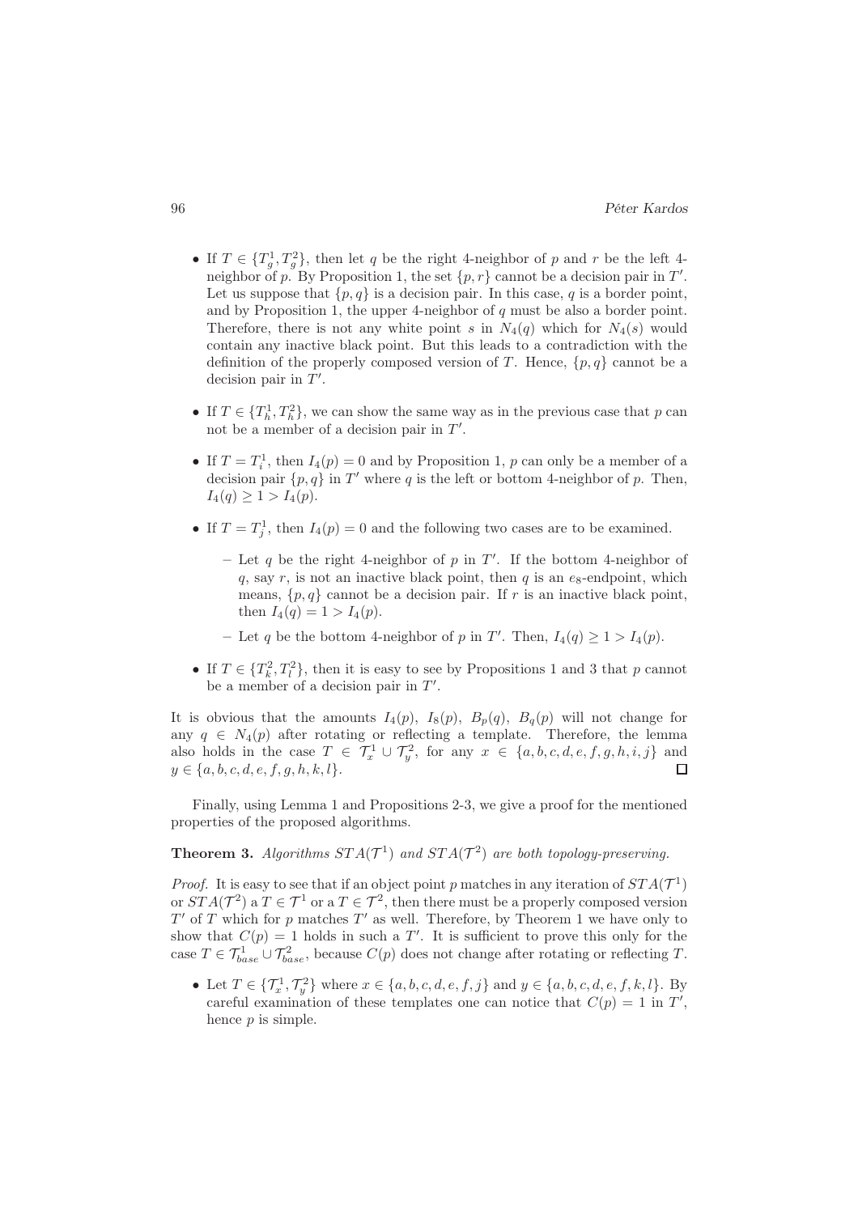- If $T \in \{T^1_g, T^2_g\}$, then let $q$ be the right 4-neighbor of $p$ and $r$ be the left 4-neighbor of $p$. By Proposition 1, the set $\{p, r\}$ cannot be a decision pair in $T'$. Let us suppose that $\{p, q\}$ is a decision pair. In this case, $q$ is a border point, and by Proposition 1, the upper 4-neighbor of $q$ must be also a border point. Therefore, there is not any white point $s$ in $N_4(q)$ which for $N_4(s)$ would contain any inactive black point. But this leads to a contradiction with the definition of the properly composed version of $T$. Hence, $\{p, q\}$ cannot be a decision pair in $T'$.

- If $T \in \{T^1_h, T^2_h\}$, we can show the same way as in the previous case that $p$ can not be a member of a decision pair in $T'$.

- If $T = T^1_i$, then $I_4(p) = 0$ and by Proposition 1, $p$ can only be a member of a decision pair $\{p, q\}$ in $T'$ where $q$ is the left or bottom 4-neighbor of $p$. Then, $I_4(q) \geq 1 > I_4(p)$.

- If $T = T^1_j$, then $I_4(p) = 0$ and the following two cases are to be examined.

  – Let $q$ be the right 4-neighbor of $p$ in $T'$. If the bottom 4-neighbor of $q$, say $r$, is not an inactive black point, then $q$ is an $e_8$-endpoint, which means, $\{p, q\}$ cannot be a decision pair. If $r$ is an inactive black point, then $I_4(q) = 1 > I_4(p)$.

  – Let $q$ be the bottom 4-neighbor of $p$ in $T'$. Then, $I_4(q) \geq 1 > I_4(p)$.

- If $T \in \{T^2_k, T^2_l\}$, then it is easy to see by Propositions 1 and 3 that $p$ cannot be a member of a decision pair in $T'$.

It is obvious that the amounts $I_4(p)$, $I_8(p)$, $B_p(q)$, $B_q(p)$ will not change for any $q \in N_4(p)$ after rotating or reflecting a template. Therefore, the lemma also holds in the case $T \in \mathcal{T}^1_x \cup \mathcal{T}^2_y$, for any $x \in \{a, b, c, d, e, f, g, h, i, j\}$ and $y \in \{a, b, c, d, e, f, g, h, k, l\}$. □

Finally, using Lemma 1 and Propositions 2-3, we give a proof for the mentioned properties of the proposed algorithms.

**Theorem 3.** *Algorithms $STA(\mathcal{T}^1)$ and $STA(\mathcal{T}^2)$ are both topology-preserving.*

*Proof.* It is easy to see that if an object point $p$ matches in any iteration of $STA(\mathcal{T}^1)$ or $STA(\mathcal{T}^2)$ a $T \in \mathcal{T}^1$ or a $T \in \mathcal{T}^2$, then there must be a properly composed version $T'$ of $T$ which for $p$ matches $T'$ as well. Therefore, by Theorem 1 we have only to show that $C(p) = 1$ holds in such a $T'$. It is sufficient to prove this only for the case $T \in \mathcal{T}^1_{base} \cup \mathcal{T}^2_{base}$, because $C(p)$ does not change after rotating or reflecting $T$.

- Let $T \in \{\mathcal{T}^1_x, \mathcal{T}^2_y\}$ where $x \in \{a, b, c, d, e, f, j\}$ and $y \in \{a, b, c, d, e, f, k, l\}$. By careful examination of these templates one can notice that $C(p) = 1$ in $T'$, hence $p$ is simple.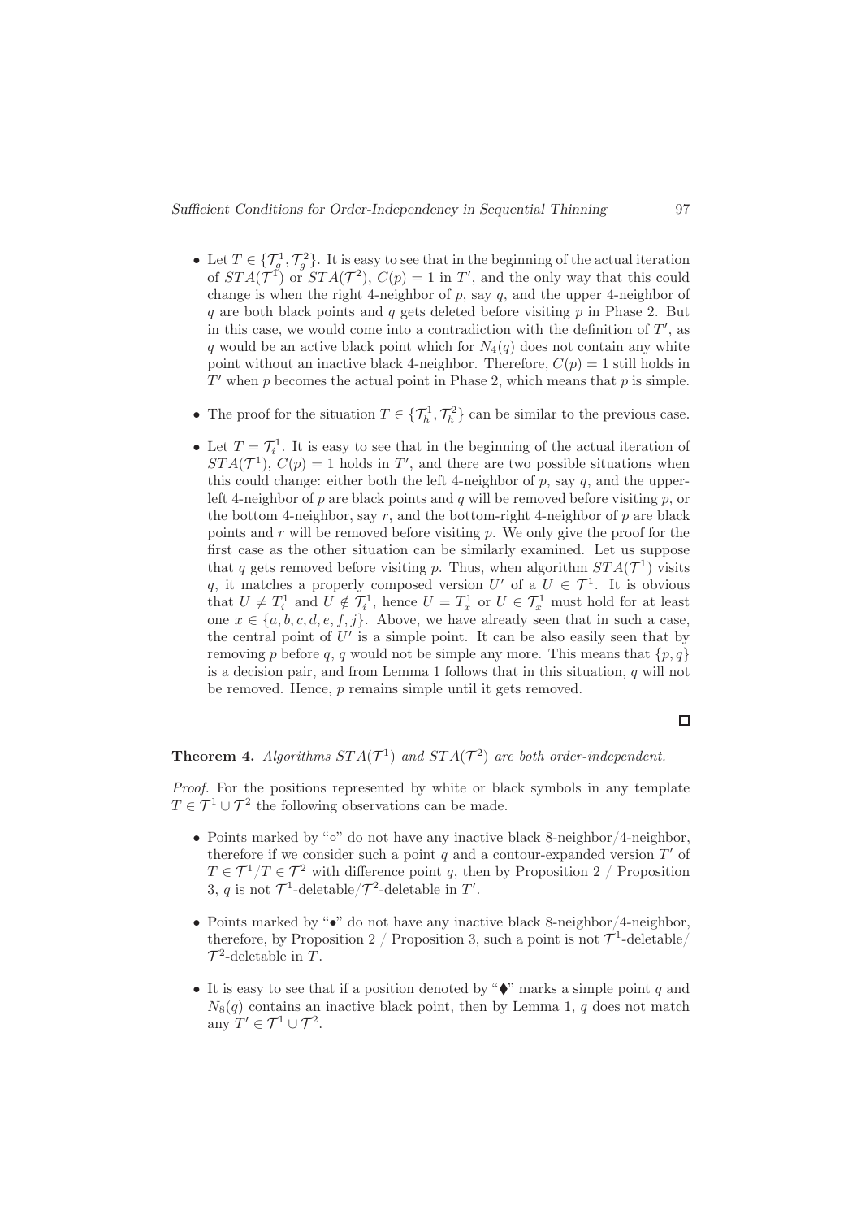- Let $T \in \{\mathcal{T}_g^1, \mathcal{T}_g^2\}$. It is easy to see that in the beginning of the actual iteration of $STA(\mathcal{T}^1)$ or $STA(\mathcal{T}^2)$, $C(p) = 1$ in $T'$, and the only way that this could change is when the right 4-neighbor of $p$, say $q$, and the upper 4-neighbor of $q$ are both black points and $q$ gets deleted before visiting $p$ in Phase 2. But in this case, we would come into a contradiction with the definition of $T'$, as $q$ would be an active black point which for $N_4(q)$ does not contain any white point without an inactive black 4-neighbor. Therefore, $C(p) = 1$ still holds in $T'$ when $p$ becomes the actual point in Phase 2, which means that $p$ is simple.
- The proof for the situation $T \in \{\mathcal{T}_h^1, \mathcal{T}_h^2\}$ can be similar to the previous case.
- Let $T = \mathcal{T}_i^1$. It is easy to see that in the beginning of the actual iteration of $STA(\mathcal{T}^1)$, $C(p) = 1$ holds in $T'$, and there are two possible situations when this could change: either both the left 4-neighbor of $p$, say $q$, and the upper-left 4-neighbor of $p$ are black points and $q$ will be removed before visiting $p$, or the bottom 4-neighbor, say $r$, and the bottom-right 4-neighbor of $p$ are black points and $r$ will be removed before visiting $p$. We only give the proof for the first case as the other situation can be similarly examined. Let us suppose that $q$ gets removed before visiting $p$. Thus, when algorithm $STA(\mathcal{T}^1)$ visits $q$, it matches a properly composed version $U'$ of a $U \in \mathcal{T}^1$. It is obvious that $U \neq T_i^1$ and $U \notin \mathcal{T}_i^1$, hence $U = T_x^1$ or $U \in \mathcal{T}_x^1$ must hold for at least one $x \in \{a, b, c, d, e, f, j\}$. Above, we have already seen that in such a case, the central point of $U'$ is a simple point. It can be also easily seen that by removing $p$ before $q$, $q$ would not be simple any more. This means that $\{p, q\}$ is a decision pair, and from Lemma 1 follows that in this situation, $q$ will not be removed. Hence, $p$ remains simple until it gets removed.

□

**Theorem 4.** *Algorithms $STA(\mathcal{T}^1)$ and $STA(\mathcal{T}^2)$ are both order-independent.*

*Proof.* For the positions represented by white or black symbols in any template $T \in \mathcal{T}^1 \cup \mathcal{T}^2$ the following observations can be made.

- Points marked by "∘" do not have any inactive black 8-neighbor/4-neighbor, therefore if we consider such a point $q$ and a contour-expanded version $T'$ of $T \in \mathcal{T}^1/T \in \mathcal{T}^2$ with difference point $q$, then by Proposition 2 / Proposition 3, $q$ is not $\mathcal{T}^1$-deletable/$\mathcal{T}^2$-deletable in $T'$.
- Points marked by "•" do not have any inactive black 8-neighbor/4-neighbor, therefore, by Proposition 2 / Proposition 3, such a point is not $\mathcal{T}^1$-deletable/ $\mathcal{T}^2$-deletable in $T$.
- It is easy to see that if a position denoted by "⧫" marks a simple point $q$ and $N_8(q)$ contains an inactive black point, then by Lemma 1, $q$ does not match any $T' \in \mathcal{T}^1 \cup \mathcal{T}^2$.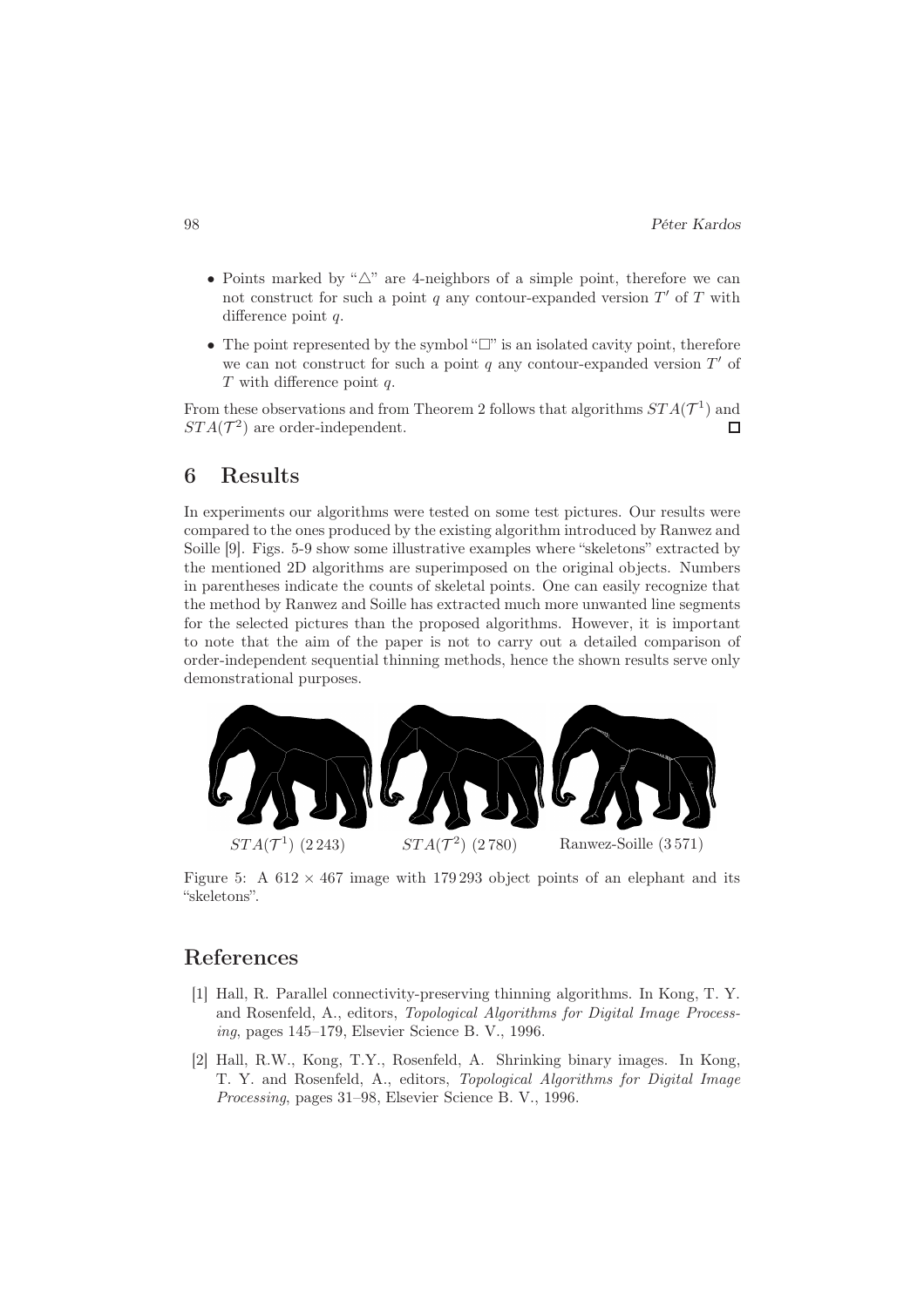- Points marked by "△" are 4-neighbors of a simple point, therefore we can not construct for such a point $q$ any contour-expanded version $T'$ of $T$ with difference point $q$.
- The point represented by the symbol "□" is an isolated cavity point, therefore we can not construct for such a point $q$ any contour-expanded version $T'$ of $T$ with difference point $q$.

From these observations and from Theorem 2 follows that algorithms $STA(\mathcal{T}^1)$ and $STA(\mathcal{T}^2)$ are order-independent. □

## 6 Results

In experiments our algorithms were tested on some test pictures. Our results were compared to the ones produced by the existing algorithm introduced by Ranwez and Soille [9]. Figs. 5-9 show some illustrative examples where "skeletons" extracted by the mentioned 2D algorithms are superimposed on the original objects. Numbers in parentheses indicate the counts of skeletal points. One can easily recognize that the method by Ranwez and Soille has extracted much more unwanted line segments for the selected pictures than the proposed algorithms. However, it is important to note that the aim of the paper is not to carry out a detailed comparison of order-independent sequential thinning methods, hence the shown results serve only demonstrational purposes.

$STA(\mathcal{T}^1)$ (2 243) $STA(\mathcal{T}^2)$ (2 780) Ranwez-Soille (3 571)

Figure 5: A $612 \times 467$ image with 179 293 object points of an elephant and its "skeletons".

## References

[1] Hall, R. Parallel connectivity-preserving thinning algorithms. In Kong, T. Y. and Rosenfeld, A., editors, *Topological Algorithms for Digital Image Processing*, pages 145–179, Elsevier Science B. V., 1996.

[2] Hall, R.W., Kong, T.Y., Rosenfeld, A. Shrinking binary images. In Kong, T. Y. and Rosenfeld, A., editors, *Topological Algorithms for Digital Image Processing*, pages 31–98, Elsevier Science B. V., 1996.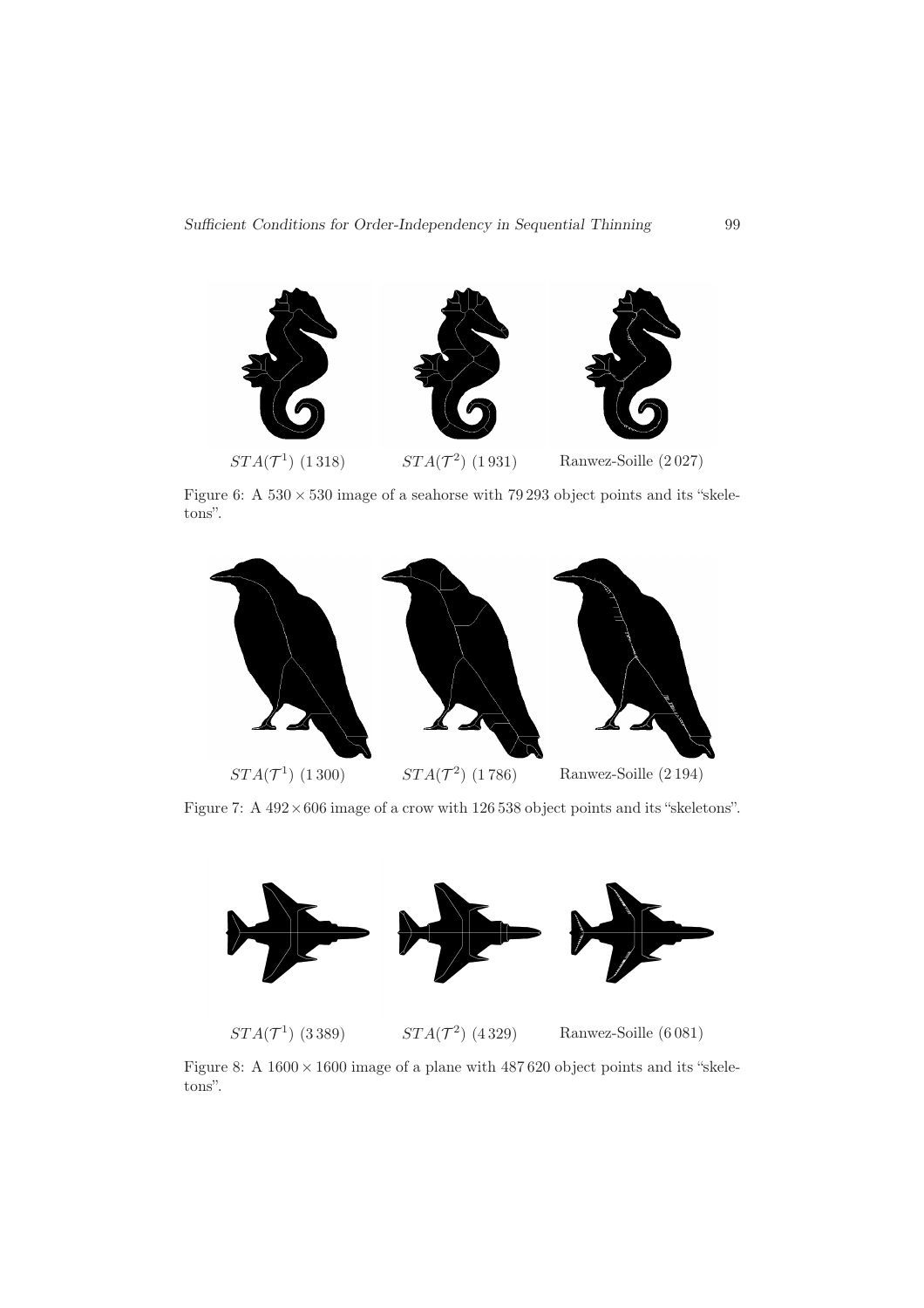$STA(\mathcal{T}^1)$ (1 318) $STA(\mathcal{T}^2)$ (1 931) Ranwez-Soille (2 027)

Figure 6: A $530 \times 530$ image of a seahorse with 79 293 object points and its "skeletons".

$STA(\mathcal{T}^1)$ (1 300) $STA(\mathcal{T}^2)$ (1 786) Ranwez-Soille (2 194)

Figure 7: A $492 \times 606$ image of a crow with 126 538 object points and its "skeletons".

$STA(\mathcal{T}^1)$ (3 389) $STA(\mathcal{T}^2)$ (4 329) Ranwez-Soille (6 081)

Figure 8: A $1600 \times 1600$ image of a plane with 487 620 object points and its "skeletons".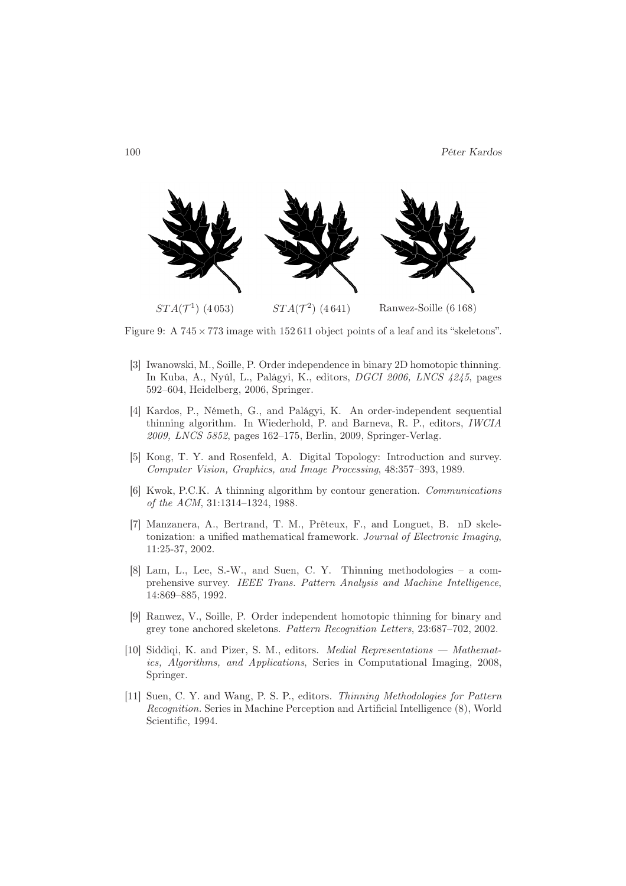$STA(\mathcal{T}^1)$ (4 053)

$STA(\mathcal{T}^2)$ (4 641)

Ranwez-Soille (6 168)

Figure 9: A $745 \times 773$ image with 152 611 object points of a leaf and its "skeletons".

[3] Iwanowski, M., Soille, P. Order independence in binary 2D homotopic thinning. In Kuba, A., Nyúl, L., Palágyi, K., editors, *DGCI 2006, LNCS 4245*, pages 592–604, Heidelberg, 2006, Springer.

[4] Kardos, P., Németh, G., and Palágyi, K. An order-independent sequential thinning algorithm. In Wiederhold, P. and Barneva, R. P., editors, *IWCIA 2009, LNCS 5852*, pages 162–175, Berlin, 2009, Springer-Verlag.

[5] Kong, T. Y. and Rosenfeld, A. Digital Topology: Introduction and survey. *Computer Vision, Graphics, and Image Processing*, 48:357–393, 1989.

[6] Kwok, P.C.K. A thinning algorithm by contour generation. *Communications of the ACM*, 31:1314–1324, 1988.

[7] Manzanera, A., Bertrand, T. M., Prêteux, F., and Longuet, B. nD skeletonization: a unified mathematical framework. *Journal of Electronic Imaging*, 11:25-37, 2002.

[8] Lam, L., Lee, S.-W., and Suen, C. Y. Thinning methodologies – a comprehensive survey. *IEEE Trans. Pattern Analysis and Machine Intelligence*, 14:869–885, 1992.

[9] Ranwez, V., Soille, P. Order independent homotopic thinning for binary and grey tone anchored skeletons. *Pattern Recognition Letters*, 23:687–702, 2002.

[10] Siddiqi, K. and Pizer, S. M., editors. *Medial Representations — Mathematics, Algorithms, and Applications*, Series in Computational Imaging, 2008, Springer.

[11] Suen, C. Y. and Wang, P. S. P., editors. *Thinning Methodologies for Pattern Recognition.* Series in Machine Perception and Artificial Intelligence (8), World Scientific, 1994.